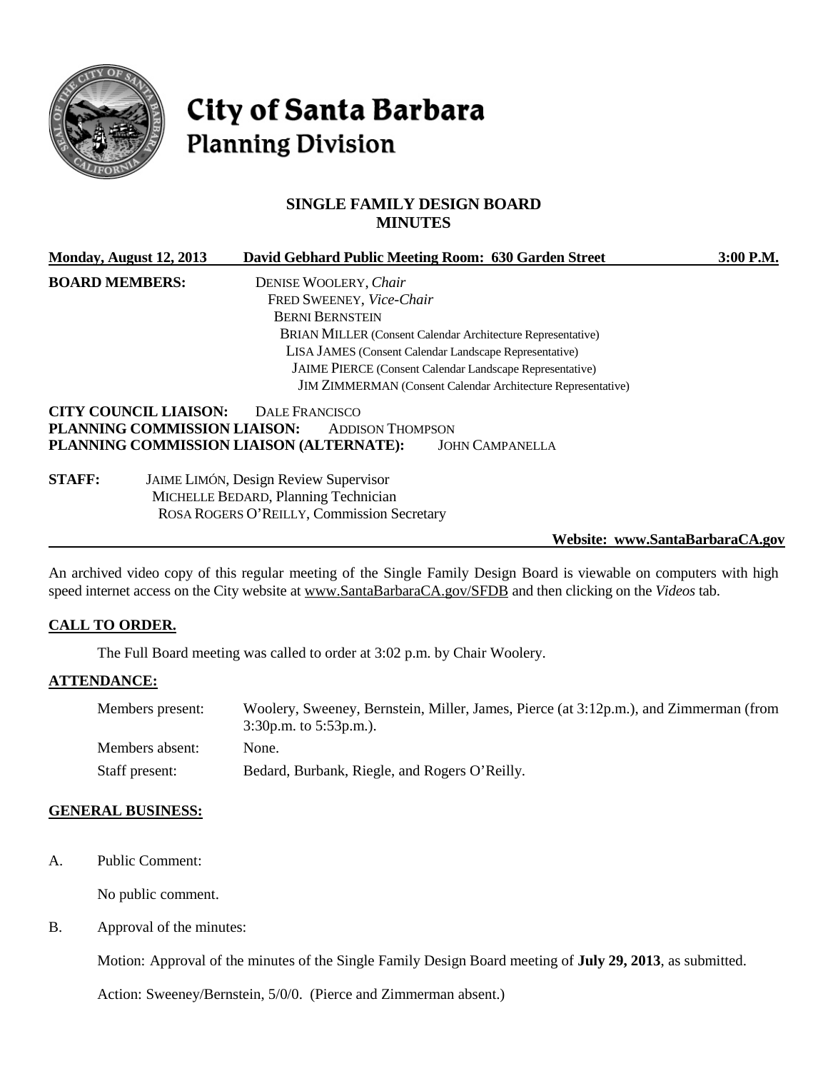# City of Santa Barbara
## Planning Division

### SINGLE FAMILY DESIGN BOARD
### MINUTES

**Monday, August 12, 2013** | **David Gebhard Public Meeting Room: 630 Garden Street** | **3:00 P.M.**

**BOARD MEMBERS:**
- DENISE WOOLERY, *Chair*
- FRED SWEENEY, *Vice-Chair*
- BERNI BERNSTEIN
- BRIAN MILLER (Consent Calendar Architecture Representative)
- LISA JAMES (Consent Calendar Landscape Representative)
- JAIME PIERCE (Consent Calendar Landscape Representative)
- JIM ZIMMERMAN (Consent Calendar Architecture Representative)

**CITY COUNCIL LIAISON:** DALE FRANCISCO
**PLANNING COMMISSION LIAISON:** ADDISON THOMPSON
**PLANNING COMMISSION LIAISON (ALTERNATE):** JOHN CAMPANELLA

**STAFF:**
- JAIME LIMÓN, Design Review Supervisor
- MICHELLE BEDARD, Planning Technician
- ROSA ROGERS O'REILLY, Commission Secretary

**Website: www.SantaBarbaraCA.gov**

An archived video copy of this regular meeting of the Single Family Design Board is viewable on computers with high speed internet access on the City website at www.SantaBarbaraCA.gov/SFDB and then clicking on the *Videos* tab.

## CALL TO ORDER.

The Full Board meeting was called to order at 3:02 p.m. by Chair Woolery.

## ATTENDANCE:

Members present: Woolery, Sweeney, Bernstein, Miller, James, Pierce (at 3:12p.m.), and Zimmerman (from 3:30p.m. to 5:53p.m.).

Members absent: None.

Staff present: Bedard, Burbank, Riegle, and Rogers O'Reilly.

## GENERAL BUSINESS:

A. Public Comment:

No public comment.

B. Approval of the minutes:

Motion: Approval of the minutes of the Single Family Design Board meeting of **July 29, 2013**, as submitted.

Action: Sweeney/Bernstein, 5/0/0. (Pierce and Zimmerman absent.)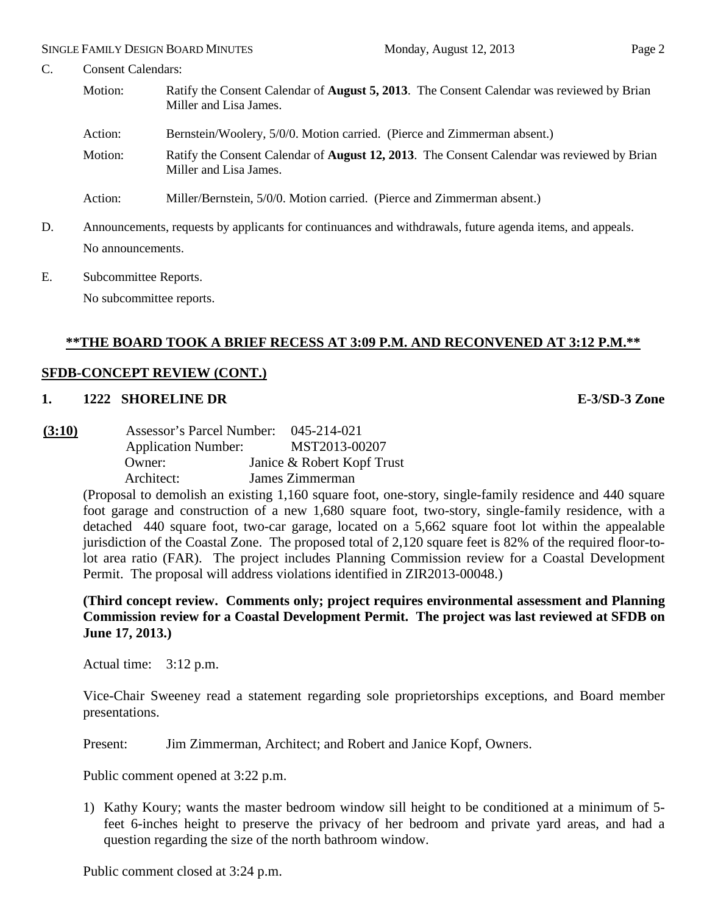C. Consent Calendars:

Motion: Ratify the Consent Calendar of **August 5, 2013**. The Consent Calendar was reviewed by Brian Miller and Lisa James.

Action: Bernstein/Woolery, 5/0/0. Motion carried. (Pierce and Zimmerman absent.)

Motion: Ratify the Consent Calendar of **August 12, 2013**. The Consent Calendar was reviewed by Brian Miller and Lisa James.

Action: Miller/Bernstein, 5/0/0. Motion carried. (Pierce and Zimmerman absent.)

D. Announcements, requests by applicants for continuances and withdrawals, future agenda items, and appeals.

No announcements.

E. Subcommittee Reports.

No subcommittee reports.

**\*\*THE BOARD TOOK A BRIEF RECESS AT 3:09 P.M. AND RECONVENED AT 3:12 P.M.\*\***

**SFDB-CONCEPT REVIEW (CONT.)**

**1. 1222 SHORELINE DR** **E-3/SD-3 Zone**

**(3:10)** Assessor's Parcel Number: 045-214-021
Application Number: MST2013-00207
Owner: Janice & Robert Kopf Trust
Architect: James Zimmerman

(Proposal to demolish an existing 1,160 square foot, one-story, single-family residence and 440 square foot garage and construction of a new 1,680 square foot, two-story, single-family residence, with a detached 440 square foot, two-car garage, located on a 5,662 square foot lot within the appealable jurisdiction of the Coastal Zone. The proposed total of 2,120 square feet is 82% of the required floor-to-lot area ratio (FAR). The project includes Planning Commission review for a Coastal Development Permit. The proposal will address violations identified in ZIR2013-00048.)

**(Third concept review. Comments only; project requires environmental assessment and Planning Commission review for a Coastal Development Permit. The project was last reviewed at SFDB on June 17, 2013.)**

Actual time: 3:12 p.m.

Vice-Chair Sweeney read a statement regarding sole proprietorships exceptions, and Board member presentations.

Present: Jim Zimmerman, Architect; and Robert and Janice Kopf, Owners.

Public comment opened at 3:22 p.m.

1) Kathy Koury; wants the master bedroom window sill height to be conditioned at a minimum of 5-feet 6-inches height to preserve the privacy of her bedroom and private yard areas, and had a question regarding the size of the north bathroom window.

Public comment closed at 3:24 p.m.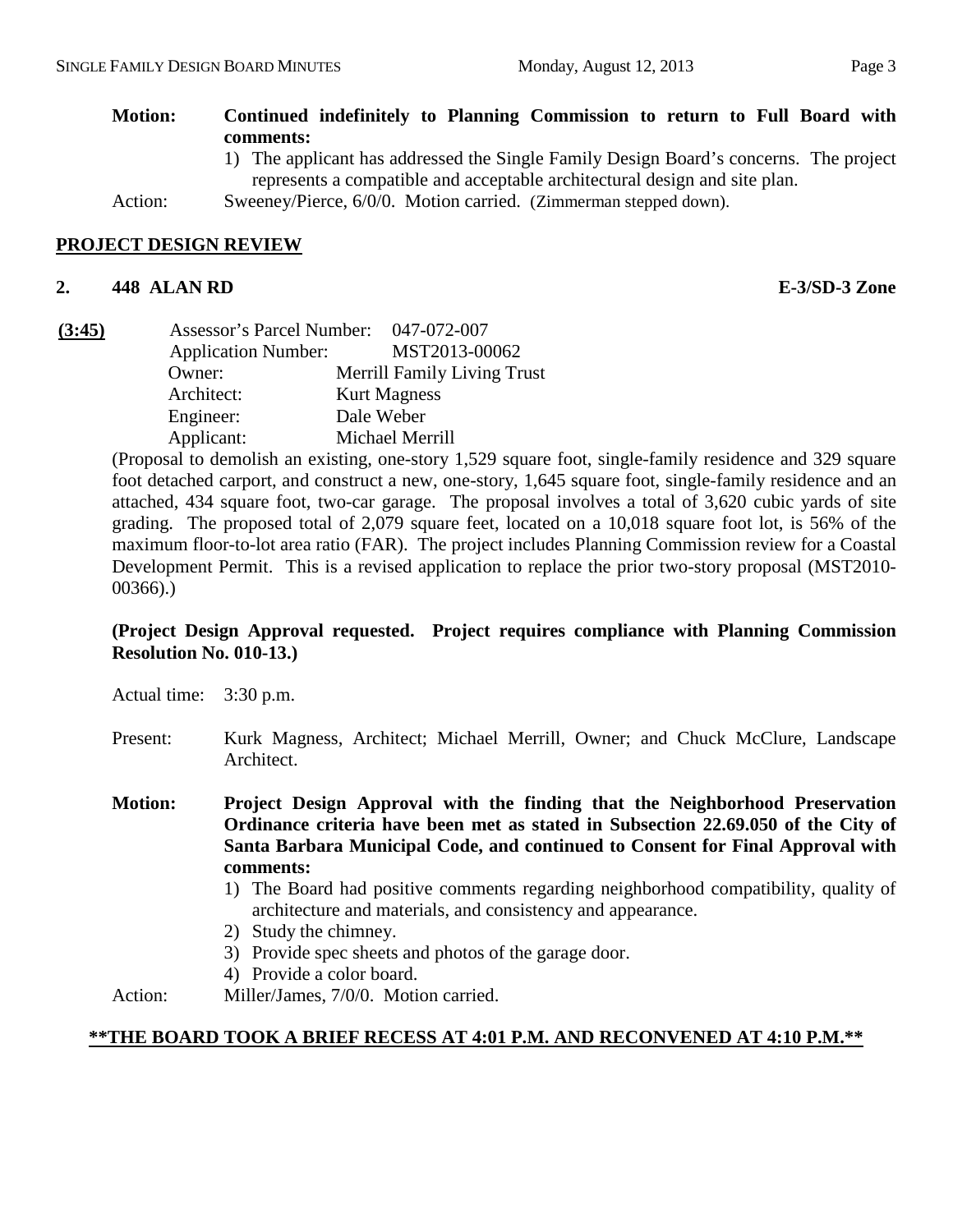**Motion: Continued indefinitely to Planning Commission to return to Full Board with comments:**

1) The applicant has addressed the Single Family Design Board's concerns. The project represents a compatible and acceptable architectural design and site plan.

Action: Sweeney/Pierce, 6/0/0. Motion carried. (Zimmerman stepped down).

## PROJECT DESIGN REVIEW

### 2. 448 ALAN RD — E-3/SD-3 Zone

**(3:45)**

Assessor's Parcel Number: 047-072-007
Application Number: MST2013-00062
Owner: Merrill Family Living Trust
Architect: Kurt Magness
Engineer: Dale Weber
Applicant: Michael Merrill

(Proposal to demolish an existing, one-story 1,529 square foot, single-family residence and 329 square foot detached carport, and construct a new, one-story, 1,645 square foot, single-family residence and an attached, 434 square foot, two-car garage. The proposal involves a total of 3,620 cubic yards of site grading. The proposed total of 2,079 square feet, located on a 10,018 square foot lot, is 56% of the maximum floor-to-lot area ratio (FAR). The project includes Planning Commission review for a Coastal Development Permit. This is a revised application to replace the prior two-story proposal (MST2010-00366).)

**(Project Design Approval requested. Project requires compliance with Planning Commission Resolution No. 010-13.)**

Actual time: 3:30 p.m.

Present: Kurk Magness, Architect; Michael Merrill, Owner; and Chuck McClure, Landscape Architect.

**Motion: Project Design Approval with the finding that the Neighborhood Preservation Ordinance criteria have been met as stated in Subsection 22.69.050 of the City of Santa Barbara Municipal Code, and continued to Consent for Final Approval with comments:**

1) The Board had positive comments regarding neighborhood compatibility, quality of architecture and materials, and consistency and appearance.
2) Study the chimney.
3) Provide spec sheets and photos of the garage door.
4) Provide a color board.

Action: Miller/James, 7/0/0. Motion carried.

**\*\*THE BOARD TOOK A BRIEF RECESS AT 4:01 P.M. AND RECONVENED AT 4:10 P.M.\*\***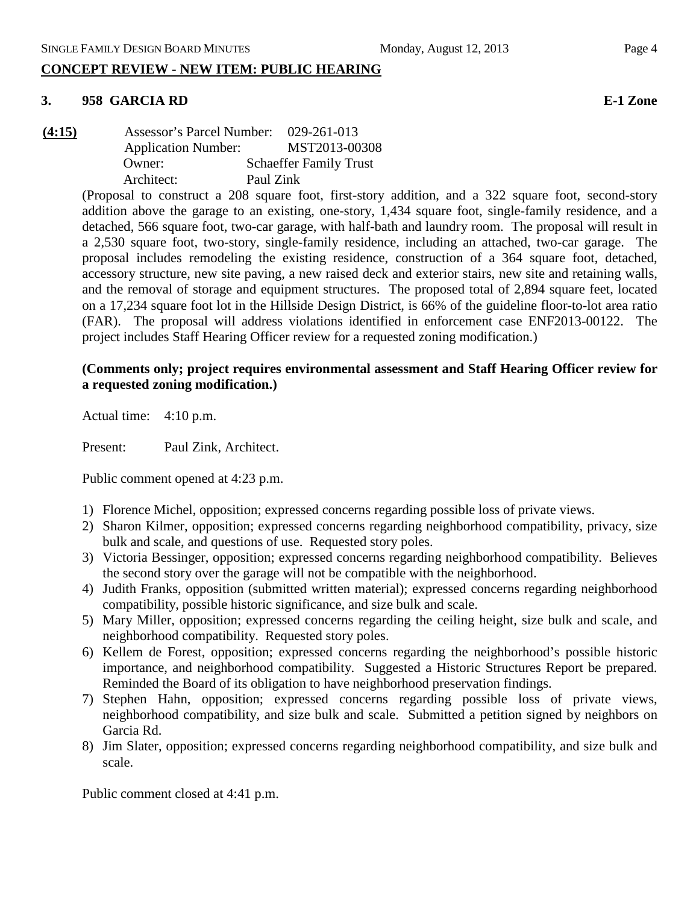## CONCEPT REVIEW - NEW ITEM: PUBLIC HEARING

### 3. 958 GARCIA RD — E-1 Zone

**(4:15)**

Assessor's Parcel Number: 029-261-013
Application Number: MST2013-00308
Owner: Schaeffer Family Trust
Architect: Paul Zink

(Proposal to construct a 208 square foot, first-story addition, and a 322 square foot, second-story addition above the garage to an existing, one-story, 1,434 square foot, single-family residence, and a detached, 566 square foot, two-car garage, with half-bath and laundry room. The proposal will result in a 2,530 square foot, two-story, single-family residence, including an attached, two-car garage. The proposal includes remodeling the existing residence, construction of a 364 square foot, detached, accessory structure, new site paving, a new raised deck and exterior stairs, new site and retaining walls, and the removal of storage and equipment structures. The proposed total of 2,894 square feet, located on a 17,234 square foot lot in the Hillside Design District, is 66% of the guideline floor-to-lot area ratio (FAR). The proposal will address violations identified in enforcement case ENF2013-00122. The project includes Staff Hearing Officer review for a requested zoning modification.)

**(Comments only; project requires environmental assessment and Staff Hearing Officer review for a requested zoning modification.)**

Actual time: 4:10 p.m.

Present: Paul Zink, Architect.

Public comment opened at 4:23 p.m.

1) Florence Michel, opposition; expressed concerns regarding possible loss of private views.
2) Sharon Kilmer, opposition; expressed concerns regarding neighborhood compatibility, privacy, size bulk and scale, and questions of use. Requested story poles.
3) Victoria Bessinger, opposition; expressed concerns regarding neighborhood compatibility. Believes the second story over the garage will not be compatible with the neighborhood.
4) Judith Franks, opposition (submitted written material); expressed concerns regarding neighborhood compatibility, possible historic significance, and size bulk and scale.
5) Mary Miller, opposition; expressed concerns regarding the ceiling height, size bulk and scale, and neighborhood compatibility. Requested story poles.
6) Kellem de Forest, opposition; expressed concerns regarding the neighborhood's possible historic importance, and neighborhood compatibility. Suggested a Historic Structures Report be prepared. Reminded the Board of its obligation to have neighborhood preservation findings.
7) Stephen Hahn, opposition; expressed concerns regarding possible loss of private views, neighborhood compatibility, and size bulk and scale. Submitted a petition signed by neighbors on Garcia Rd.
8) Jim Slater, opposition; expressed concerns regarding neighborhood compatibility, and size bulk and scale.

Public comment closed at 4:41 p.m.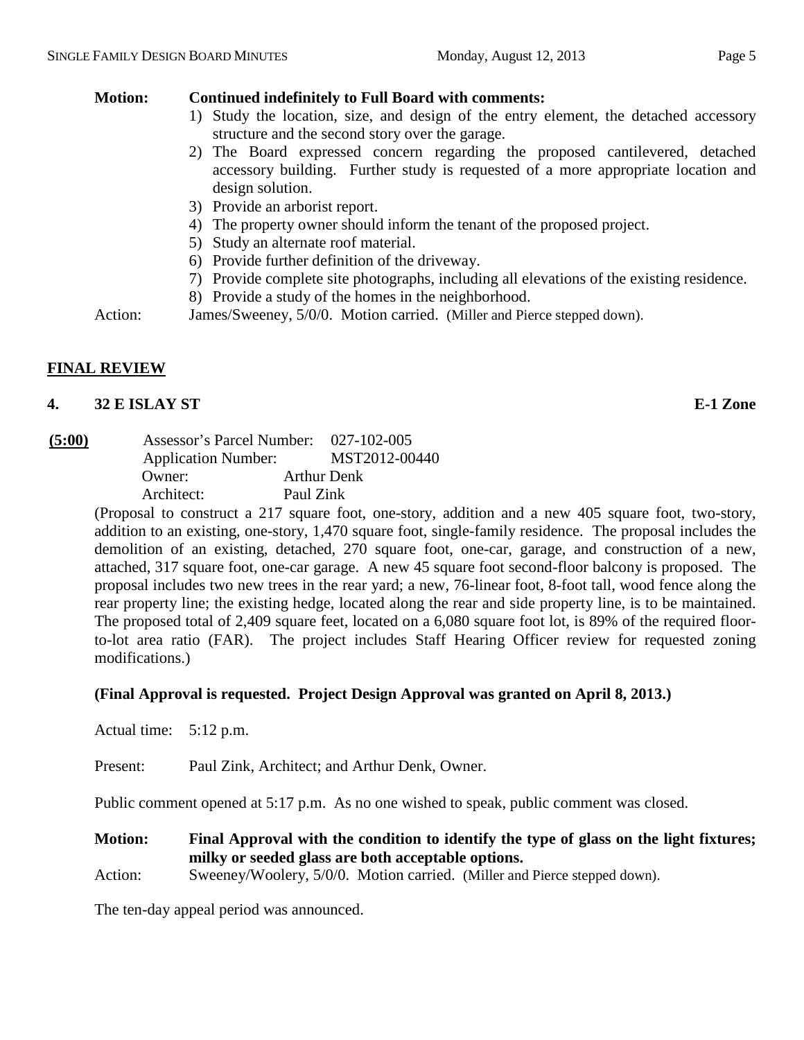**Motion: Continued indefinitely to Full Board with comments:**

1) Study the location, size, and design of the entry element, the detached accessory structure and the second story over the garage.
2) The Board expressed concern regarding the proposed cantilevered, detached accessory building. Further study is requested of a more appropriate location and design solution.
3) Provide an arborist report.
4) The property owner should inform the tenant of the proposed project.
5) Study an alternate roof material.
6) Provide further definition of the driveway.
7) Provide complete site photographs, including all elevations of the existing residence.
8) Provide a study of the homes in the neighborhood.

Action: James/Sweeney, 5/0/0. Motion carried. (Miller and Pierce stepped down).

## FINAL REVIEW

### 4. 32 E ISLAY ST — E-1 Zone

**(5:00)**

Assessor's Parcel Number: 027-102-005
Application Number: MST2012-00440
Owner: Arthur Denk
Architect: Paul Zink

(Proposal to construct a 217 square foot, one-story, addition and a new 405 square foot, two-story, addition to an existing, one-story, 1,470 square foot, single-family residence. The proposal includes the demolition of an existing, detached, 270 square foot, one-car, garage, and construction of a new, attached, 317 square foot, one-car garage. A new 45 square foot second-floor balcony is proposed. The proposal includes two new trees in the rear yard; a new, 76-linear foot, 8-foot tall, wood fence along the rear property line; the existing hedge, located along the rear and side property line, is to be maintained. The proposed total of 2,409 square feet, located on a 6,080 square foot lot, is 89% of the required floor-to-lot area ratio (FAR). The project includes Staff Hearing Officer review for requested zoning modifications.)

**(Final Approval is requested. Project Design Approval was granted on April 8, 2013.)**

Actual time: 5:12 p.m.

Present: Paul Zink, Architect; and Arthur Denk, Owner.

Public comment opened at 5:17 p.m. As no one wished to speak, public comment was closed.

**Motion: Final Approval with the condition to identify the type of glass on the light fixtures; milky or seeded glass are both acceptable options.**

Action: Sweeney/Woolery, 5/0/0. Motion carried. (Miller and Pierce stepped down).

The ten-day appeal period was announced.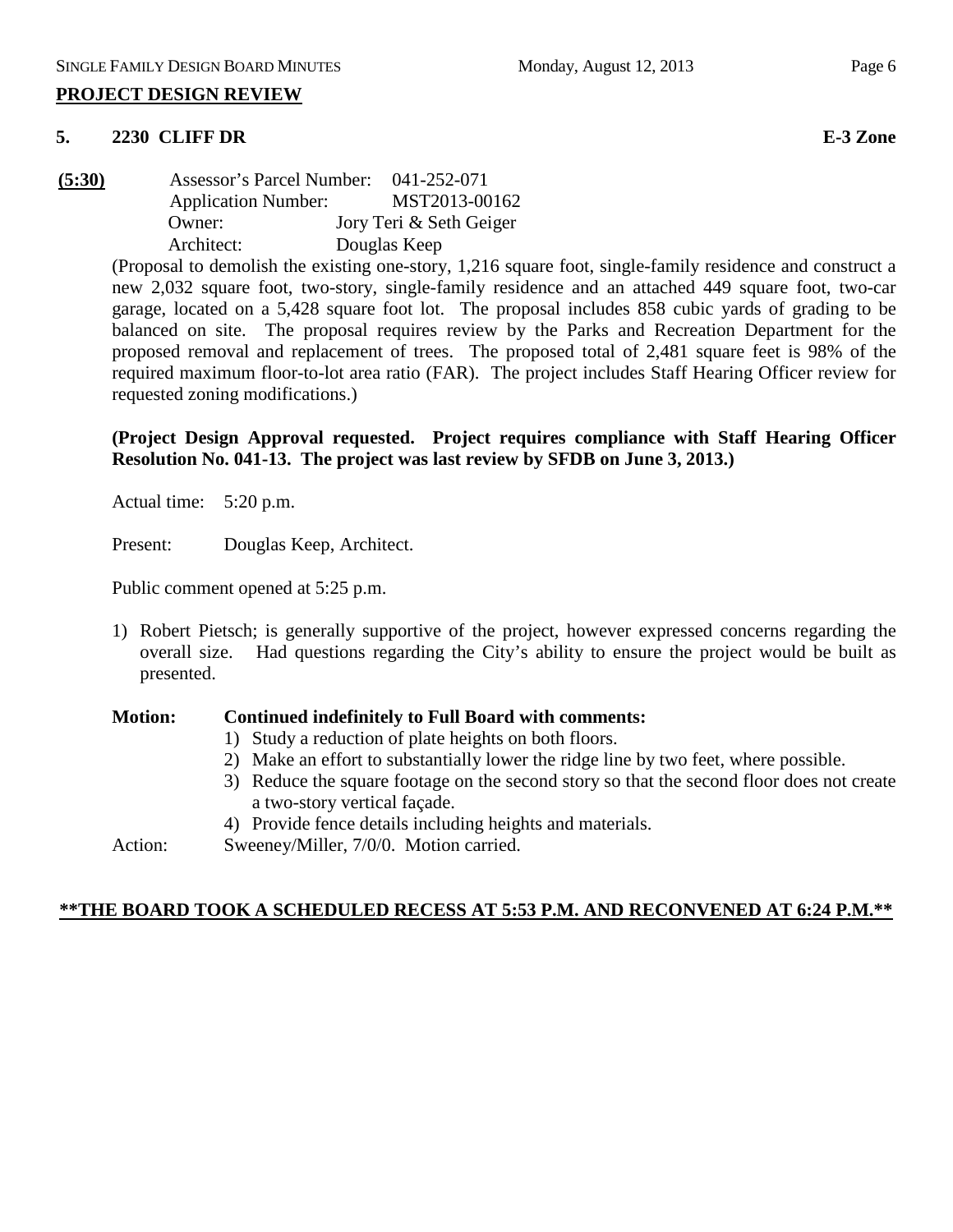## PROJECT DESIGN REVIEW

### 5. 2230 CLIFF DR — E-3 Zone

**(5:30)** Assessor's Parcel Number: 041-252-071
Application Number: MST2013-00162
Owner: Jory Teri & Seth Geiger
Architect: Douglas Keep

(Proposal to demolish the existing one-story, 1,216 square foot, single-family residence and construct a new 2,032 square foot, two-story, single-family residence and an attached 449 square foot, two-car garage, located on a 5,428 square foot lot. The proposal includes 858 cubic yards of grading to be balanced on site. The proposal requires review by the Parks and Recreation Department for the proposed removal and replacement of trees. The proposed total of 2,481 square feet is 98% of the required maximum floor-to-lot area ratio (FAR). The project includes Staff Hearing Officer review for requested zoning modifications.)

**(Project Design Approval requested. Project requires compliance with Staff Hearing Officer Resolution No. 041-13. The project was last review by SFDB on June 3, 2013.)**

Actual time: 5:20 p.m.

Present: Douglas Keep, Architect.

Public comment opened at 5:25 p.m.

1) Robert Pietsch; is generally supportive of the project, however expressed concerns regarding the overall size. Had questions regarding the City's ability to ensure the project would be built as presented.

**Motion: Continued indefinitely to Full Board with comments:**

1) Study a reduction of plate heights on both floors.
2) Make an effort to substantially lower the ridge line by two feet, where possible.
3) Reduce the square footage on the second story so that the second floor does not create a two-story vertical façade.
4) Provide fence details including heights and materials.

Action: Sweeney/Miller, 7/0/0. Motion carried.

**\*\*THE BOARD TOOK A SCHEDULED RECESS AT 5:53 P.M. AND RECONVENED AT 6:24 P.M.\*\***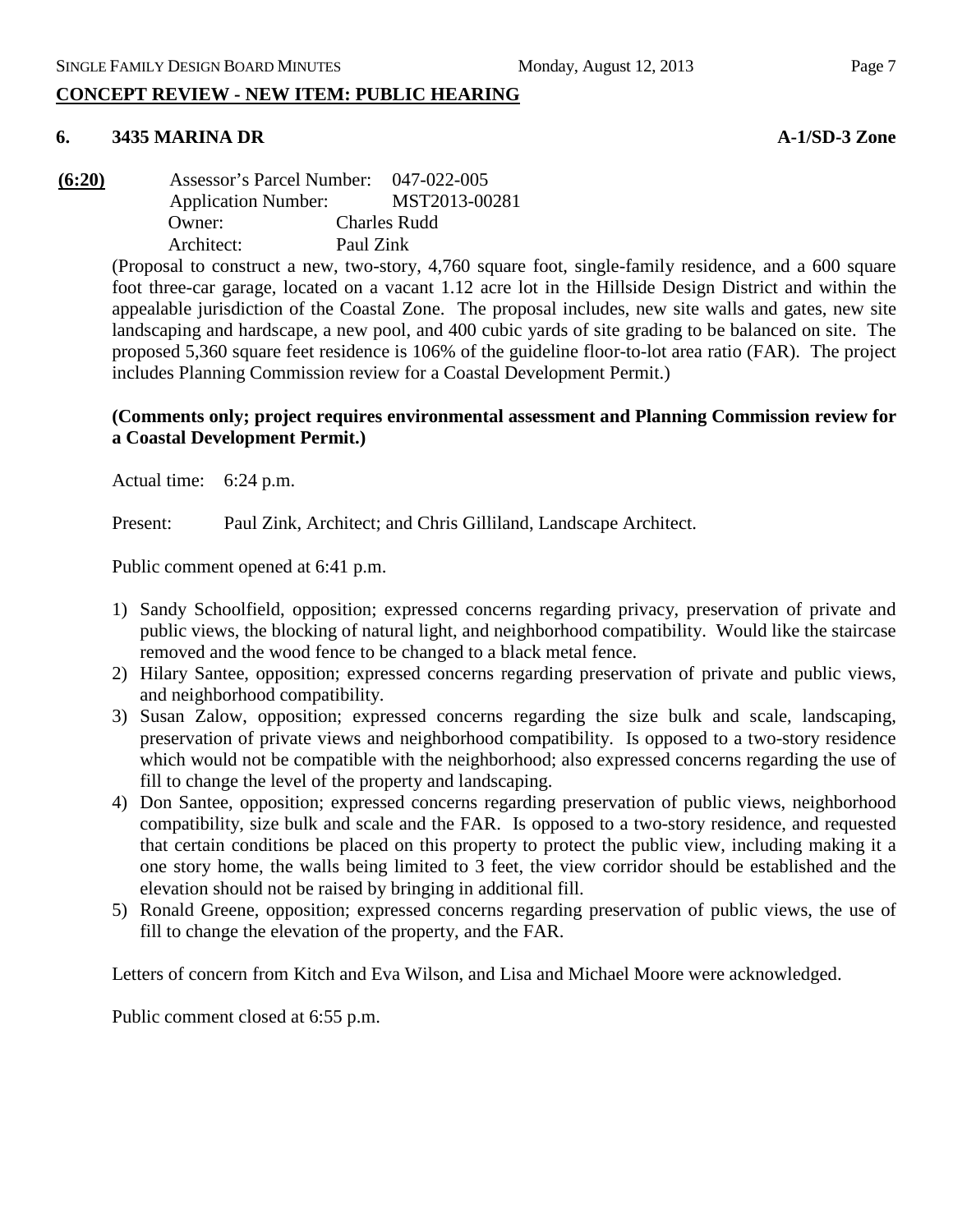**CONCEPT REVIEW - NEW ITEM: PUBLIC HEARING**

**6. 3435 MARINA DR** **A-1/SD-3 Zone**

**(6:20)** Assessor's Parcel Number: 047-022-005
Application Number: MST2013-00281
Owner: Charles Rudd
Architect: Paul Zink

(Proposal to construct a new, two-story, 4,760 square foot, single-family residence, and a 600 square foot three-car garage, located on a vacant 1.12 acre lot in the Hillside Design District and within the appealable jurisdiction of the Coastal Zone. The proposal includes, new site walls and gates, new site landscaping and hardscape, a new pool, and 400 cubic yards of site grading to be balanced on site. The proposed 5,360 square feet residence is 106% of the guideline floor-to-lot area ratio (FAR). The project includes Planning Commission review for a Coastal Development Permit.)

**(Comments only; project requires environmental assessment and Planning Commission review for a Coastal Development Permit.)**

Actual time: 6:24 p.m.

Present: Paul Zink, Architect; and Chris Gilliland, Landscape Architect.

Public comment opened at 6:41 p.m.

1) Sandy Schoolfield, opposition; expressed concerns regarding privacy, preservation of private and public views, the blocking of natural light, and neighborhood compatibility. Would like the staircase removed and the wood fence to be changed to a black metal fence.
2) Hilary Santee, opposition; expressed concerns regarding preservation of private and public views, and neighborhood compatibility.
3) Susan Zalow, opposition; expressed concerns regarding the size bulk and scale, landscaping, preservation of private views and neighborhood compatibility. Is opposed to a two-story residence which would not be compatible with the neighborhood; also expressed concerns regarding the use of fill to change the level of the property and landscaping.
4) Don Santee, opposition; expressed concerns regarding preservation of public views, neighborhood compatibility, size bulk and scale and the FAR. Is opposed to a two-story residence, and requested that certain conditions be placed on this property to protect the public view, including making it a one story home, the walls being limited to 3 feet, the view corridor should be established and the elevation should not be raised by bringing in additional fill.
5) Ronald Greene, opposition; expressed concerns regarding preservation of public views, the use of fill to change the elevation of the property, and the FAR.

Letters of concern from Kitch and Eva Wilson, and Lisa and Michael Moore were acknowledged.

Public comment closed at 6:55 p.m.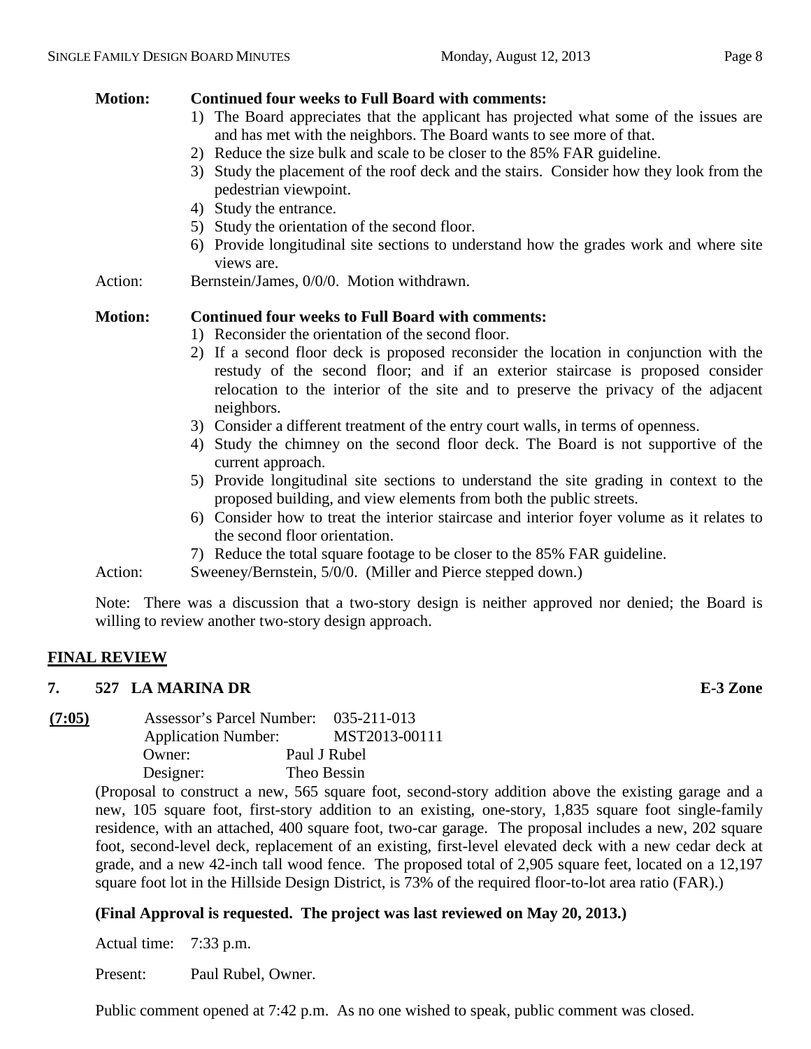**Motion:** **Continued four weeks to Full Board with comments:**

1) The Board appreciates that the applicant has projected what some of the issues are and has met with the neighbors. The Board wants to see more of that.
2) Reduce the size bulk and scale to be closer to the 85% FAR guideline.
3) Study the placement of the roof deck and the stairs. Consider how they look from the pedestrian viewpoint.
4) Study the entrance.
5) Study the orientation of the second floor.
6) Provide longitudinal site sections to understand how the grades work and where site views are.

Action: Bernstein/James, 0/0/0. Motion withdrawn.

**Motion:** **Continued four weeks to Full Board with comments:**

1) Reconsider the orientation of the second floor.
2) If a second floor deck is proposed reconsider the location in conjunction with the restudy of the second floor; and if an exterior staircase is proposed consider relocation to the interior of the site and to preserve the privacy of the adjacent neighbors.
3) Consider a different treatment of the entry court walls, in terms of openness.
4) Study the chimney on the second floor deck. The Board is not supportive of the current approach.
5) Provide longitudinal site sections to understand the site grading in context to the proposed building, and view elements from both the public streets.
6) Consider how to treat the interior staircase and interior foyer volume as it relates to the second floor orientation.
7) Reduce the total square footage to be closer to the 85% FAR guideline.

Action: Sweeney/Bernstein, 5/0/0. (Miller and Pierce stepped down.)

Note: There was a discussion that a two-story design is neither approved nor denied; the Board is willing to review another two-story design approach.

## FINAL REVIEW

### 7. 527 LA MARINA DR — E-3 Zone

**(7:05)**

Assessor's Parcel Number: 035-211-013
Application Number: MST2013-00111
Owner: Paul J Rubel
Designer: Theo Bessin

(Proposal to construct a new, 565 square foot, second-story addition above the existing garage and a new, 105 square foot, first-story addition to an existing, one-story, 1,835 square foot single-family residence, with an attached, 400 square foot, two-car garage. The proposal includes a new, 202 square foot, second-level deck, replacement of an existing, first-level elevated deck with a new cedar deck at grade, and a new 42-inch tall wood fence. The proposed total of 2,905 square feet, located on a 12,197 square foot lot in the Hillside Design District, is 73% of the required floor-to-lot area ratio (FAR).)

**(Final Approval is requested. The project was last reviewed on May 20, 2013.)**

Actual time: 7:33 p.m.

Present: Paul Rubel, Owner.

Public comment opened at 7:42 p.m. As no one wished to speak, public comment was closed.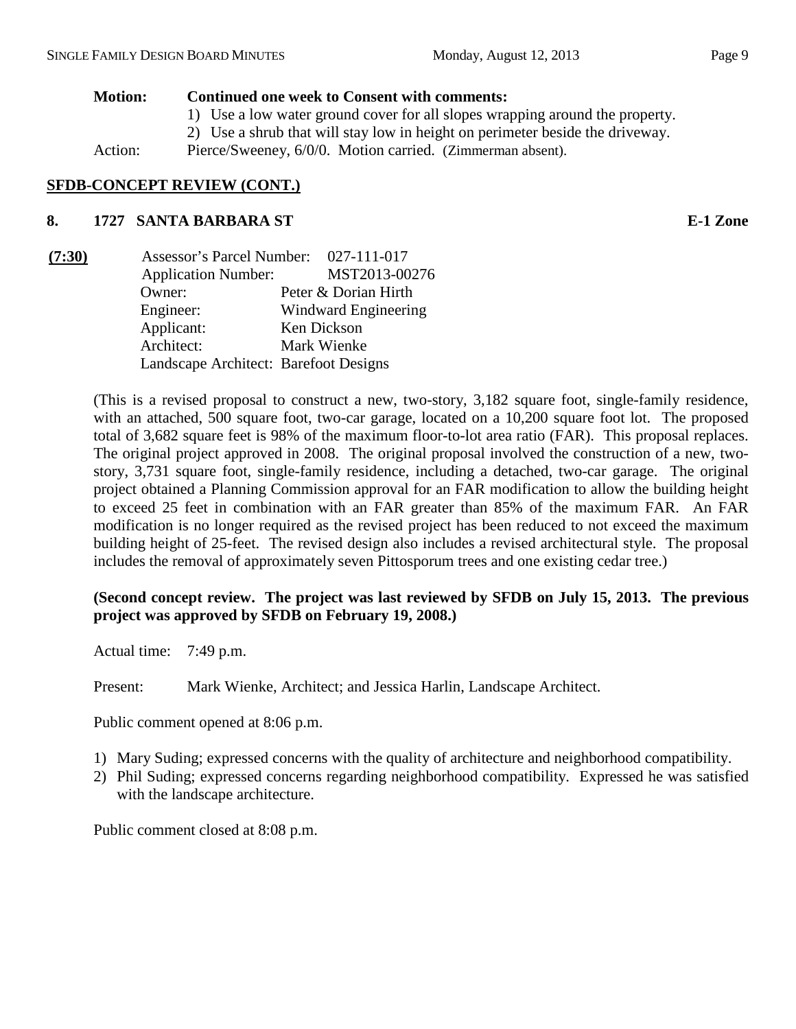**Motion: Continued one week to Consent with comments:**

1) Use a low water ground cover for all slopes wrapping around the property.
2) Use a shrub that will stay low in height on perimeter beside the driveway.

Action: Pierce/Sweeney, 6/0/0. Motion carried. (Zimmerman absent).

## SFDB-CONCEPT REVIEW (CONT.)

### 8. 1727 SANTA BARBARA ST — E-1 Zone

**(7:30)**

Assessor's Parcel Number: 027-111-017
Application Number: MST2013-00276
Owner: Peter & Dorian Hirth
Engineer: Windward Engineering
Applicant: Ken Dickson
Architect: Mark Wienke
Landscape Architect: Barefoot Designs

(This is a revised proposal to construct a new, two-story, 3,182 square foot, single-family residence, with an attached, 500 square foot, two-car garage, located on a 10,200 square foot lot. The proposed total of 3,682 square feet is 98% of the maximum floor-to-lot area ratio (FAR). This proposal replaces. The original project approved in 2008. The original proposal involved the construction of a new, two-story, 3,731 square foot, single-family residence, including a detached, two-car garage. The original project obtained a Planning Commission approval for an FAR modification to allow the building height to exceed 25 feet in combination with an FAR greater than 85% of the maximum FAR. An FAR modification is no longer required as the revised project has been reduced to not exceed the maximum building height of 25-feet. The revised design also includes a revised architectural style. The proposal includes the removal of approximately seven Pittosporum trees and one existing cedar tree.)

**(Second concept review. The project was last reviewed by SFDB on July 15, 2013. The previous project was approved by SFDB on February 19, 2008.)**

Actual time: 7:49 p.m.

Present: Mark Wienke, Architect; and Jessica Harlin, Landscape Architect.

Public comment opened at 8:06 p.m.

1) Mary Suding; expressed concerns with the quality of architecture and neighborhood compatibility.
2) Phil Suding; expressed concerns regarding neighborhood compatibility. Expressed he was satisfied with the landscape architecture.

Public comment closed at 8:08 p.m.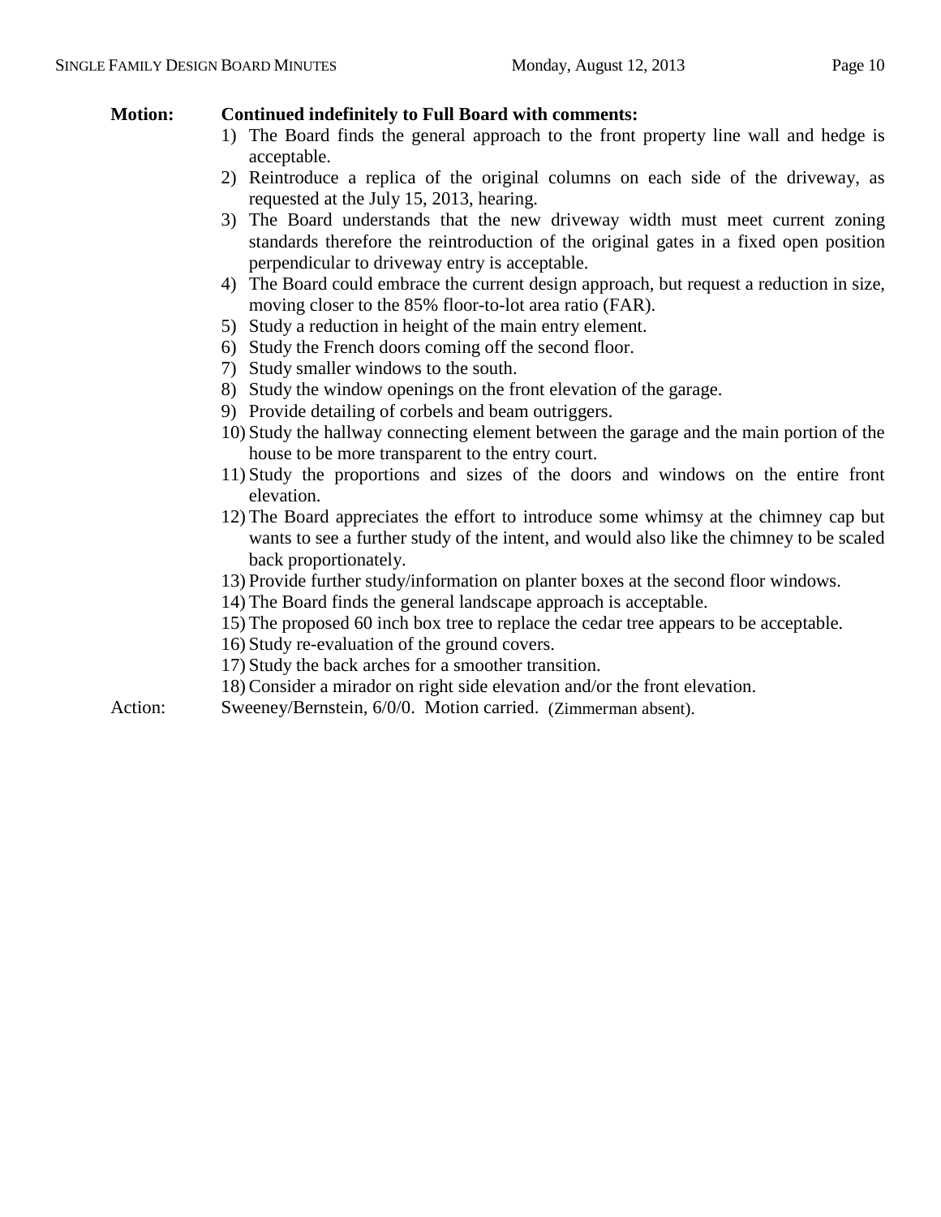**Motion:** **Continued indefinitely to Full Board with comments:**

1) The Board finds the general approach to the front property line wall and hedge is acceptable.
2) Reintroduce a replica of the original columns on each side of the driveway, as requested at the July 15, 2013, hearing.
3) The Board understands that the new driveway width must meet current zoning standards therefore the reintroduction of the original gates in a fixed open position perpendicular to driveway entry is acceptable.
4) The Board could embrace the current design approach, but request a reduction in size, moving closer to the 85% floor-to-lot area ratio (FAR).
5) Study a reduction in height of the main entry element.
6) Study the French doors coming off the second floor.
7) Study smaller windows to the south.
8) Study the window openings on the front elevation of the garage.
9) Provide detailing of corbels and beam outriggers.
10) Study the hallway connecting element between the garage and the main portion of the house to be more transparent to the entry court.
11) Study the proportions and sizes of the doors and windows on the entire front elevation.
12) The Board appreciates the effort to introduce some whimsy at the chimney cap but wants to see a further study of the intent, and would also like the chimney to be scaled back proportionately.
13) Provide further study/information on planter boxes at the second floor windows.
14) The Board finds the general landscape approach is acceptable.
15) The proposed 60 inch box tree to replace the cedar tree appears to be acceptable.
16) Study re-evaluation of the ground covers.
17) Study the back arches for a smoother transition.
18) Consider a mirador on right side elevation and/or the front elevation.

Action: Sweeney/Bernstein, 6/0/0. Motion carried. (Zimmerman absent).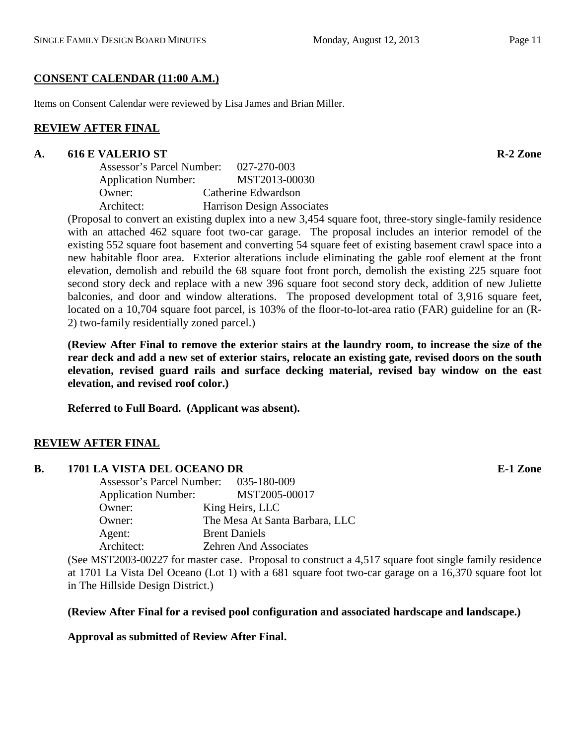## CONSENT CALENDAR (11:00 A.M.)

Items on Consent Calendar were reviewed by Lisa James and Brian Miller.

## REVIEW AFTER FINAL

### A. 616 E VALERIO ST — R-2 Zone

Assessor's Parcel Number: 027-270-003
Application Number: MST2013-00030
Owner: Catherine Edwardson
Architect: Harrison Design Associates

(Proposal to convert an existing duplex into a new 3,454 square foot, three-story single-family residence with an attached 462 square foot two-car garage. The proposal includes an interior remodel of the existing 552 square foot basement and converting 54 square feet of existing basement crawl space into a new habitable floor area. Exterior alterations include eliminating the gable roof element at the front elevation, demolish and rebuild the 68 square foot front porch, demolish the existing 225 square foot second story deck and replace with a new 396 square foot second story deck, addition of new Juliette balconies, and door and window alterations. The proposed development total of 3,916 square feet, located on a 10,704 square foot parcel, is 103% of the floor-to-lot-area ratio (FAR) guideline for an (R-2) two-family residentially zoned parcel.)

**(Review After Final to remove the exterior stairs at the laundry room, to increase the size of the rear deck and add a new set of exterior stairs, relocate an existing gate, revised doors on the south elevation, revised guard rails and surface decking material, revised bay window on the east elevation, and revised roof color.)**

**Referred to Full Board. (Applicant was absent).**

## REVIEW AFTER FINAL

### B. 1701 LA VISTA DEL OCEANO DR — E-1 Zone

Assessor's Parcel Number: 035-180-009
Application Number: MST2005-00017
Owner: King Heirs, LLC
Owner: The Mesa At Santa Barbara, LLC
Agent: Brent Daniels
Architect: Zehren And Associates

(See MST2003-00227 for master case. Proposal to construct a 4,517 square foot single family residence at 1701 La Vista Del Oceano (Lot 1) with a 681 square foot two-car garage on a 16,370 square foot lot in The Hillside Design District.)

**(Review After Final for a revised pool configuration and associated hardscape and landscape.)**

**Approval as submitted of Review After Final.**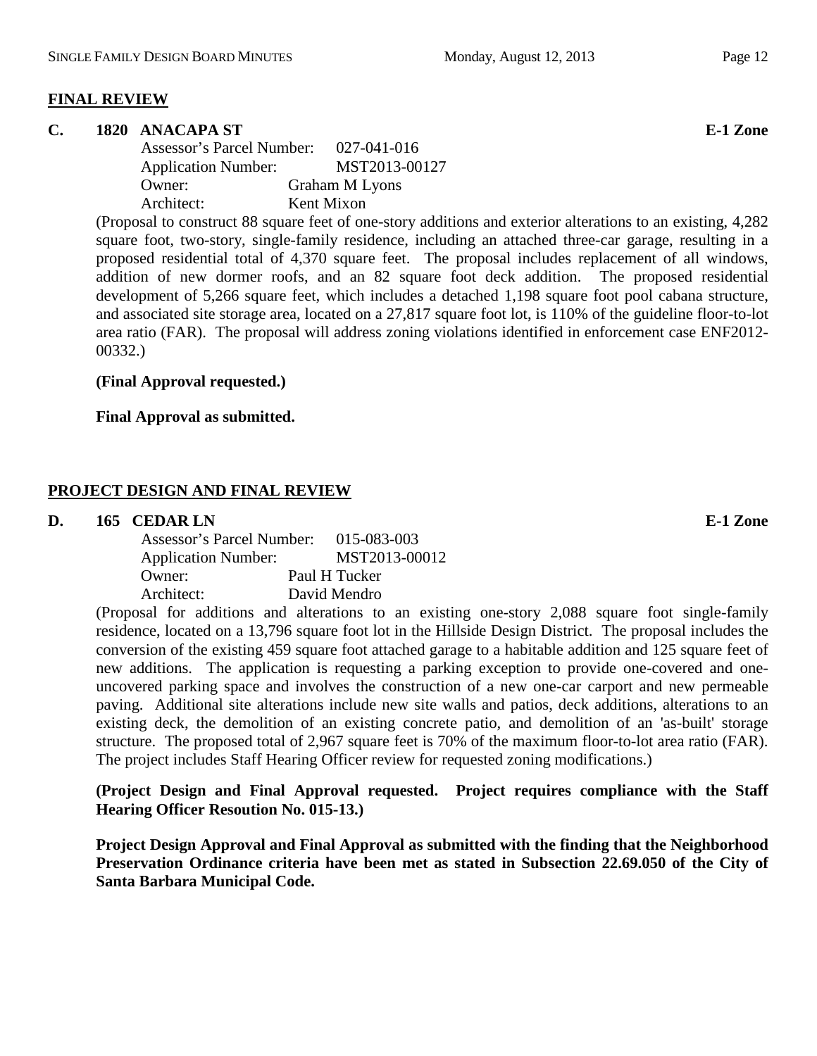## FINAL REVIEW

### C. 1820 ANACAPA ST — E-1 Zone

Assessor's Parcel Number: 027-041-016
Application Number: MST2013-00127
Owner: Graham M Lyons
Architect: Kent Mixon

(Proposal to construct 88 square feet of one-story additions and exterior alterations to an existing, 4,282 square foot, two-story, single-family residence, including an attached three-car garage, resulting in a proposed residential total of 4,370 square feet. The proposal includes replacement of all windows, addition of new dormer roofs, and an 82 square foot deck addition. The proposed residential development of 5,266 square feet, which includes a detached 1,198 square foot pool cabana structure, and associated site storage area, located on a 27,817 square foot lot, is 110% of the guideline floor-to-lot area ratio (FAR). The proposal will address zoning violations identified in enforcement case ENF2012-00332.)

**(Final Approval requested.)**

**Final Approval as submitted.**

## PROJECT DESIGN AND FINAL REVIEW

### D. 165 CEDAR LN — E-1 Zone

Assessor's Parcel Number: 015-083-003
Application Number: MST2013-00012
Owner: Paul H Tucker
Architect: David Mendro

(Proposal for additions and alterations to an existing one-story 2,088 square foot single-family residence, located on a 13,796 square foot lot in the Hillside Design District. The proposal includes the conversion of the existing 459 square foot attached garage to a habitable addition and 125 square feet of new additions. The application is requesting a parking exception to provide one-covered and one-uncovered parking space and involves the construction of a new one-car carport and new permeable paving. Additional site alterations include new site walls and patios, deck additions, alterations to an existing deck, the demolition of an existing concrete patio, and demolition of an 'as-built' storage structure. The proposed total of 2,967 square feet is 70% of the maximum floor-to-lot area ratio (FAR). The project includes Staff Hearing Officer review for requested zoning modifications.)

**(Project Design and Final Approval requested. Project requires compliance with the Staff Hearing Officer Resoution No. 015-13.)**

**Project Design Approval and Final Approval as submitted with the finding that the Neighborhood Preservation Ordinance criteria have been met as stated in Subsection 22.69.050 of the City of Santa Barbara Municipal Code.**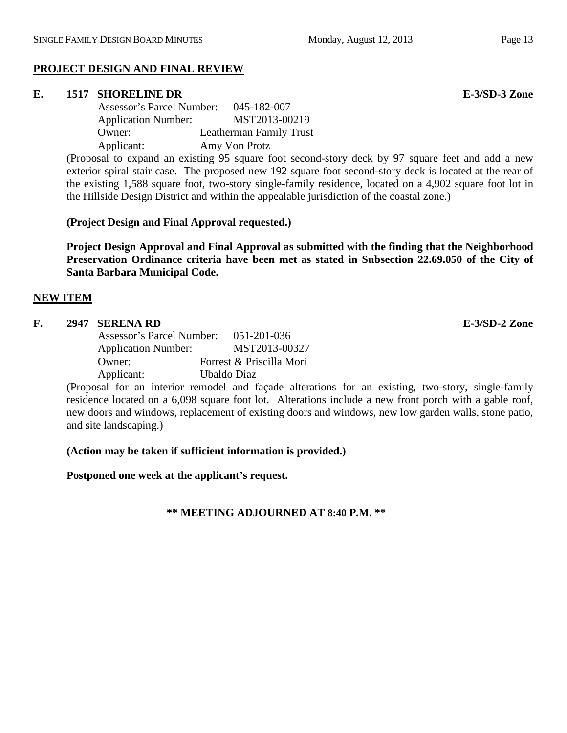## PROJECT DESIGN AND FINAL REVIEW

**E. 1517 SHORELINE DR** **E-3/SD-3 Zone**

Assessor's Parcel Number: 045-182-007
Application Number: MST2013-00219
Owner: Leatherman Family Trust
Applicant: Amy Von Protz

(Proposal to expand an existing 95 square foot second-story deck by 97 square feet and add a new exterior spiral stair case. The proposed new 192 square foot second-story deck is located at the rear of the existing 1,588 square foot, two-story single-family residence, located on a 4,902 square foot lot in the Hillside Design District and within the appealable jurisdiction of the coastal zone.)

**(Project Design and Final Approval requested.)**

**Project Design Approval and Final Approval as submitted with the finding that the Neighborhood Preservation Ordinance criteria have been met as stated in Subsection 22.69.050 of the City of Santa Barbara Municipal Code.**

## NEW ITEM

**F. 2947 SERENA RD** **E-3/SD-2 Zone**

Assessor's Parcel Number: 051-201-036
Application Number: MST2013-00327
Owner: Forrest & Priscilla Mori
Applicant: Ubaldo Diaz

(Proposal for an interior remodel and façade alterations for an existing, two-story, single-family residence located on a 6,098 square foot lot. Alterations include a new front porch with a gable roof, new doors and windows, replacement of existing doors and windows, new low garden walls, stone patio, and site landscaping.)

**(Action may be taken if sufficient information is provided.)**

**Postponed one week at the applicant's request.**

**\*\* MEETING ADJOURNED AT 8:40 P.M. \*\***